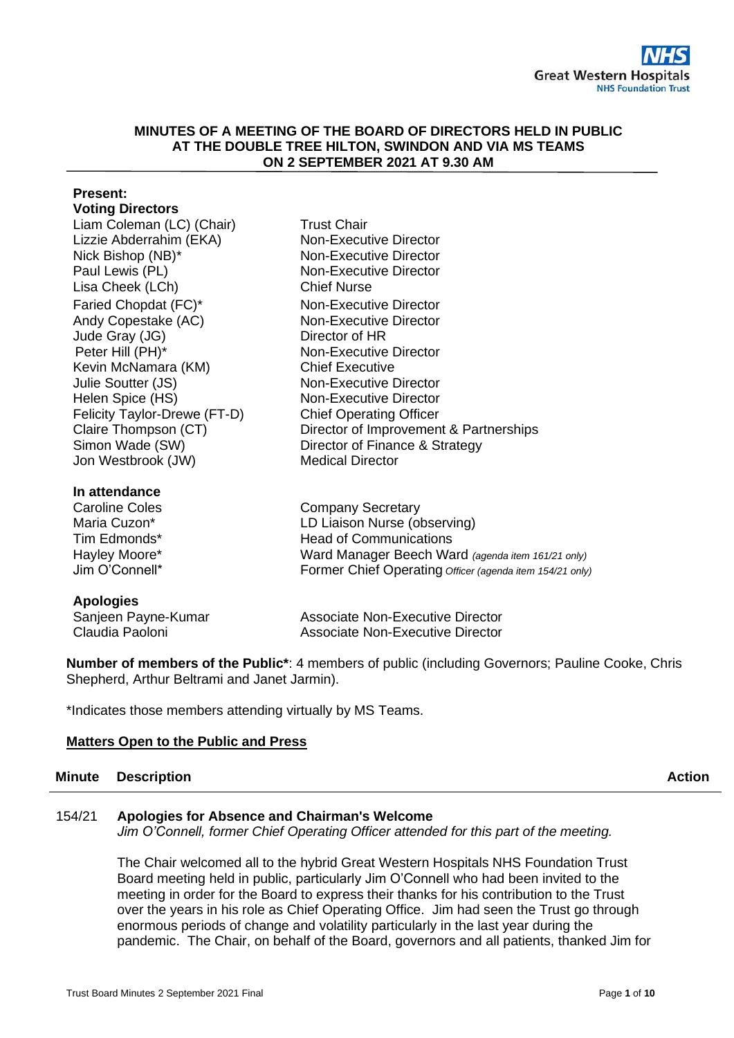**MINUTES OF A MEETING OF THE BOARD OF DIRECTORS HELD IN PUBLIC AT THE DOUBLE TREE HILTON, SWINDON AND VIA MS TEAMS ON 2 SEPTEMBER 2021 AT 9.30 AM**

**Present:**

**Voting Directors**

| | |
|---|---|
| Liam Coleman (LC) (Chair) | Trust Chair |
| Lizzie Abderrahim (EKA) | Non-Executive Director |
| Nick Bishop (NB)* | Non-Executive Director |
| Paul Lewis (PL) | Non-Executive Director |
| Lisa Cheek (LCh) | Chief Nurse |
| Faried Chopdat (FC)* | Non-Executive Director |
| Andy Copestake (AC) | Non-Executive Director |
| Jude Gray (JG) | Director of HR |
| Peter Hill (PH)* | Non-Executive Director |
| Kevin McNamara (KM) | Chief Executive |
| Julie Soutter (JS) | Non-Executive Director |
| Helen Spice (HS) | Non-Executive Director |
| Felicity Taylor-Drewe (FT-D) | Chief Operating Officer |
| Claire Thompson (CT) | Director of Improvement & Partnerships |
| Simon Wade (SW) | Director of Finance & Strategy |
| Jon Westbrook (JW) | Medical Director |

**In attendance**

| | |
|---|---|
| Caroline Coles | Company Secretary |
| Maria Cuzon* | LD Liaison Nurse (observing) |
| Tim Edmonds* | Head of Communications |
| Hayley Moore* | Ward Manager Beech Ward *(agenda item 161/21 only)* |
| Jim O'Connell* | Former Chief Operating *Officer (agenda item 154/21 only)* |

**Apologies**

| | |
|---|---|
| Sanjeen Payne-Kumar | Associate Non-Executive Director |
| Claudia Paoloni | Associate Non-Executive Director |

**Number of members of the Public***: 4 members of public (including Governors; Pauline Cooke, Chris Shepherd, Arthur Beltrami and Janet Jarmin).

*Indicates those members attending virtually by MS Teams.

**Matters Open to the Public and Press**

| Minute | Description | Action |
|---|---|---|
| 154/21 | **Apologies for Absence and Chairman's Welcome**<br>*Jim O'Connell, former Chief Operating Officer attended for this part of the meeting.*<br><br>The Chair welcomed all to the hybrid Great Western Hospitals NHS Foundation Trust Board meeting held in public, particularly Jim O'Connell who had been invited to the meeting in order for the Board to express their thanks for his contribution to the Trust over the years in his role as Chief Operating Office. Jim had seen the Trust go through enormous periods of change and volatility particularly in the last year during the pandemic. The Chair, on behalf of the Board, governors and all patients, thanked Jim for | |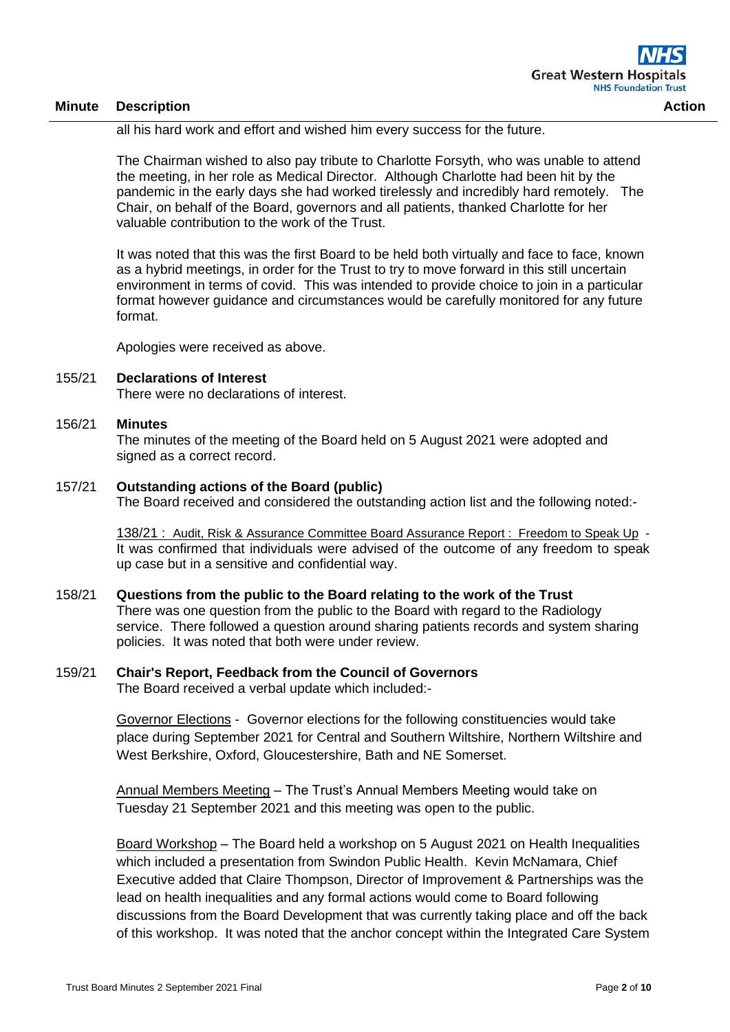all his hard work and effort and wished him every success for the future.

The Chairman wished to also pay tribute to Charlotte Forsyth, who was unable to attend the meeting, in her role as Medical Director. Although Charlotte had been hit by the pandemic in the early days she had worked tirelessly and incredibly hard remotely. The Chair, on behalf of the Board, governors and all patients, thanked Charlotte for her valuable contribution to the work of the Trust.

It was noted that this was the first Board to be held both virtually and face to face, known as a hybrid meetings, in order for the Trust to try to move forward in this still uncertain environment in terms of covid. This was intended to provide choice to join in a particular format however guidance and circumstances would be carefully monitored for any future format.

Apologies were received as above.

155/21 **Declarations of Interest**

There were no declarations of interest.

156/21 **Minutes**

The minutes of the meeting of the Board held on 5 August 2021 were adopted and signed as a correct record.

157/21 **Outstanding actions of the Board (public)**

The Board received and considered the outstanding action list and the following noted:-

138/21 : Audit, Risk & Assurance Committee Board Assurance Report : Freedom to Speak Up - It was confirmed that individuals were advised of the outcome of any freedom to speak up case but in a sensitive and confidential way.

158/21 **Questions from the public to the Board relating to the work of the Trust**

There was one question from the public to the Board with regard to the Radiology service. There followed a question around sharing patients records and system sharing policies. It was noted that both were under review.

159/21 **Chair's Report, Feedback from the Council of Governors**

The Board received a verbal update which included:-

Governor Elections - Governor elections for the following constituencies would take place during September 2021 for Central and Southern Wiltshire, Northern Wiltshire and West Berkshire, Oxford, Gloucestershire, Bath and NE Somerset.

Annual Members Meeting – The Trust's Annual Members Meeting would take on Tuesday 21 September 2021 and this meeting was open to the public.

Board Workshop – The Board held a workshop on 5 August 2021 on Health Inequalities which included a presentation from Swindon Public Health. Kevin McNamara, Chief Executive added that Claire Thompson, Director of Improvement & Partnerships was the lead on health inequalities and any formal actions would come to Board following discussions from the Board Development that was currently taking place and off the back of this workshop. It was noted that the anchor concept within the Integrated Care System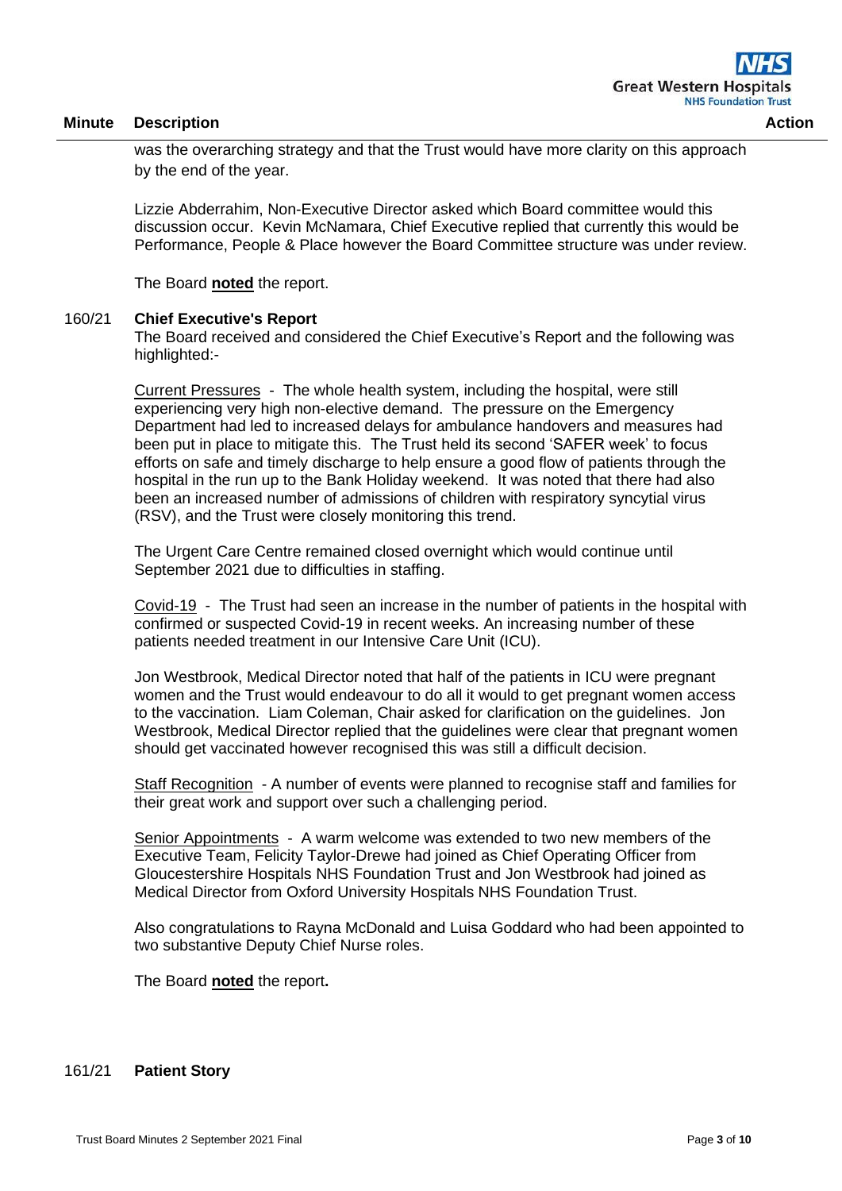| Minute | Description | Action |
|---|---|---|

was the overarching strategy and that the Trust would have more clarity on this approach by the end of the year.

Lizzie Abderrahim, Non-Executive Director asked which Board committee would this discussion occur. Kevin McNamara, Chief Executive replied that currently this would be Performance, People & Place however the Board Committee structure was under review.

The Board **noted** the report.

**160/21 Chief Executive's Report**

The Board received and considered the Chief Executive's Report and the following was highlighted:-

Current Pressures - The whole health system, including the hospital, were still experiencing very high non-elective demand. The pressure on the Emergency Department had led to increased delays for ambulance handovers and measures had been put in place to mitigate this. The Trust held its second 'SAFER week' to focus efforts on safe and timely discharge to help ensure a good flow of patients through the hospital in the run up to the Bank Holiday weekend. It was noted that there had also been an increased number of admissions of children with respiratory syncytial virus (RSV), and the Trust were closely monitoring this trend.

The Urgent Care Centre remained closed overnight which would continue until September 2021 due to difficulties in staffing.

Covid-19 - The Trust had seen an increase in the number of patients in the hospital with confirmed or suspected Covid-19 in recent weeks. An increasing number of these patients needed treatment in our Intensive Care Unit (ICU).

Jon Westbrook, Medical Director noted that half of the patients in ICU were pregnant women and the Trust would endeavour to do all it would to get pregnant women access to the vaccination. Liam Coleman, Chair asked for clarification on the guidelines. Jon Westbrook, Medical Director replied that the guidelines were clear that pregnant women should get vaccinated however recognised this was still a difficult decision.

Staff Recognition - A number of events were planned to recognise staff and families for their great work and support over such a challenging period.

Senior Appointments - A warm welcome was extended to two new members of the Executive Team, Felicity Taylor-Drewe had joined as Chief Operating Officer from Gloucestershire Hospitals NHS Foundation Trust and Jon Westbrook had joined as Medical Director from Oxford University Hospitals NHS Foundation Trust.

Also congratulations to Rayna McDonald and Luisa Goddard who had been appointed to two substantive Deputy Chief Nurse roles.

The Board **noted** the report**.**

**161/21 Patient Story**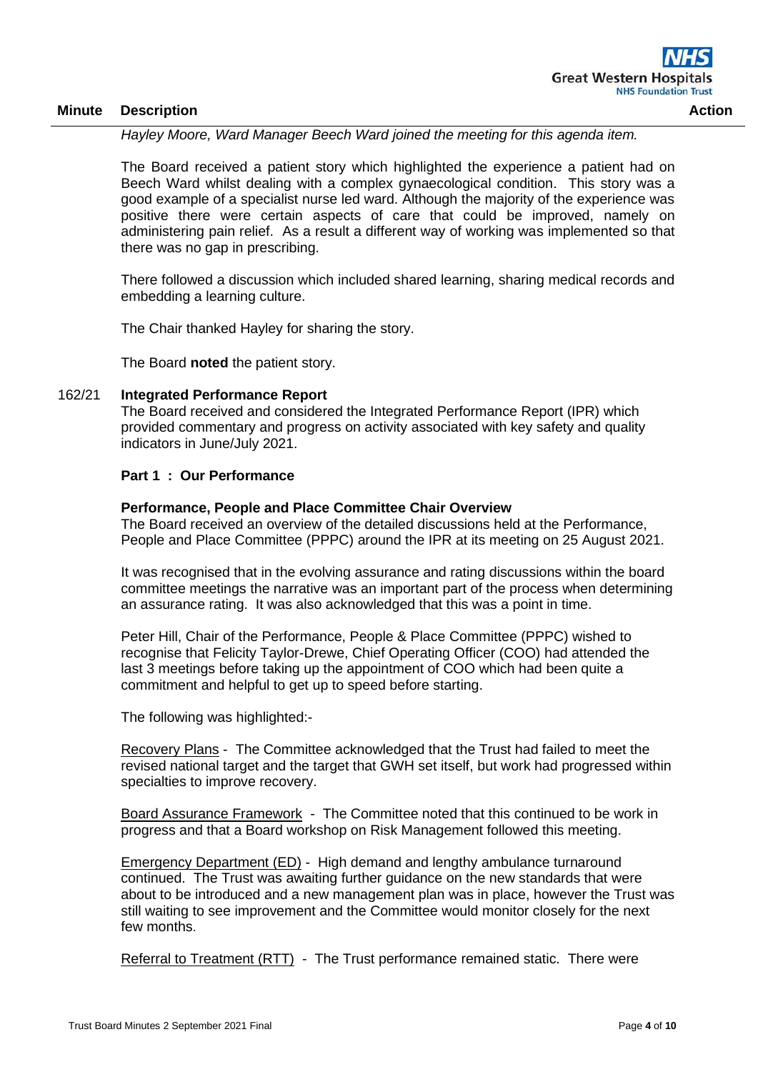| Minute | Description | Action |
|---|---|---|

*Hayley Moore, Ward Manager Beech Ward joined the meeting for this agenda item.*

The Board received a patient story which highlighted the experience a patient had on Beech Ward whilst dealing with a complex gynaecological condition. This story was a good example of a specialist nurse led ward. Although the majority of the experience was positive there were certain aspects of care that could be improved, namely on administering pain relief. As a result a different way of working was implemented so that there was no gap in prescribing.

There followed a discussion which included shared learning, sharing medical records and embedding a learning culture.

The Chair thanked Hayley for sharing the story.

The Board **noted** the patient story.

162/21 **Integrated Performance Report**

The Board received and considered the Integrated Performance Report (IPR) which provided commentary and progress on activity associated with key safety and quality indicators in June/July 2021.

**Part 1 : Our Performance**

**Performance, People and Place Committee Chair Overview**

The Board received an overview of the detailed discussions held at the Performance, People and Place Committee (PPPC) around the IPR at its meeting on 25 August 2021.

It was recognised that in the evolving assurance and rating discussions within the board committee meetings the narrative was an important part of the process when determining an assurance rating. It was also acknowledged that this was a point in time.

Peter Hill, Chair of the Performance, People & Place Committee (PPPC) wished to recognise that Felicity Taylor-Drewe, Chief Operating Officer (COO) had attended the last 3 meetings before taking up the appointment of COO which had been quite a commitment and helpful to get up to speed before starting.

The following was highlighted:-

<u>Recovery Plans</u> - The Committee acknowledged that the Trust had failed to meet the revised national target and the target that GWH set itself, but work had progressed within specialties to improve recovery.

<u>Board Assurance Framework</u> - The Committee noted that this continued to be work in progress and that a Board workshop on Risk Management followed this meeting.

<u>Emergency Department (ED)</u> - High demand and lengthy ambulance turnaround continued. The Trust was awaiting further guidance on the new standards that were about to be introduced and a new management plan was in place, however the Trust was still waiting to see improvement and the Committee would monitor closely for the next few months.

<u>Referral to Treatment (RTT)</u> - The Trust performance remained static. There were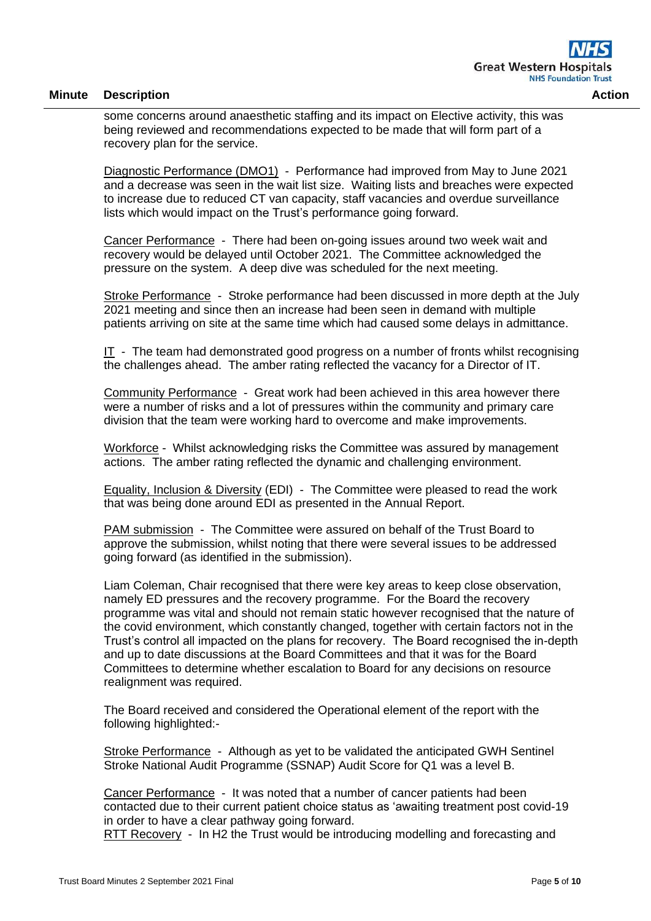some concerns around anaesthetic staffing and its impact on Elective activity, this was being reviewed and recommendations expected to be made that will form part of a recovery plan for the service.

Diagnostic Performance (DMO1) - Performance had improved from May to June 2021 and a decrease was seen in the wait list size. Waiting lists and breaches were expected to increase due to reduced CT van capacity, staff vacancies and overdue surveillance lists which would impact on the Trust's performance going forward.

Cancer Performance - There had been on-going issues around two week wait and recovery would be delayed until October 2021. The Committee acknowledged the pressure on the system. A deep dive was scheduled for the next meeting.

Stroke Performance - Stroke performance had been discussed in more depth at the July 2021 meeting and since then an increase had been seen in demand with multiple patients arriving on site at the same time which had caused some delays in admittance.

IT - The team had demonstrated good progress on a number of fronts whilst recognising the challenges ahead. The amber rating reflected the vacancy for a Director of IT.

Community Performance - Great work had been achieved in this area however there were a number of risks and a lot of pressures within the community and primary care division that the team were working hard to overcome and make improvements.

Workforce - Whilst acknowledging risks the Committee was assured by management actions. The amber rating reflected the dynamic and challenging environment.

Equality, Inclusion & Diversity (EDI) - The Committee were pleased to read the work that was being done around EDI as presented in the Annual Report.

PAM submission - The Committee were assured on behalf of the Trust Board to approve the submission, whilst noting that there were several issues to be addressed going forward (as identified in the submission).

Liam Coleman, Chair recognised that there were key areas to keep close observation, namely ED pressures and the recovery programme. For the Board the recovery programme was vital and should not remain static however recognised that the nature of the covid environment, which constantly changed, together with certain factors not in the Trust's control all impacted on the plans for recovery. The Board recognised the in-depth and up to date discussions at the Board Committees and that it was for the Board Committees to determine whether escalation to Board for any decisions on resource realignment was required.

The Board received and considered the Operational element of the report with the following highlighted:-

Stroke Performance - Although as yet to be validated the anticipated GWH Sentinel Stroke National Audit Programme (SSNAP) Audit Score for Q1 was a level B.

Cancer Performance - It was noted that a number of cancer patients had been contacted due to their current patient choice status as 'awaiting treatment post covid-19 in order to have a clear pathway going forward.
RTT Recovery - In H2 the Trust would be introducing modelling and forecasting and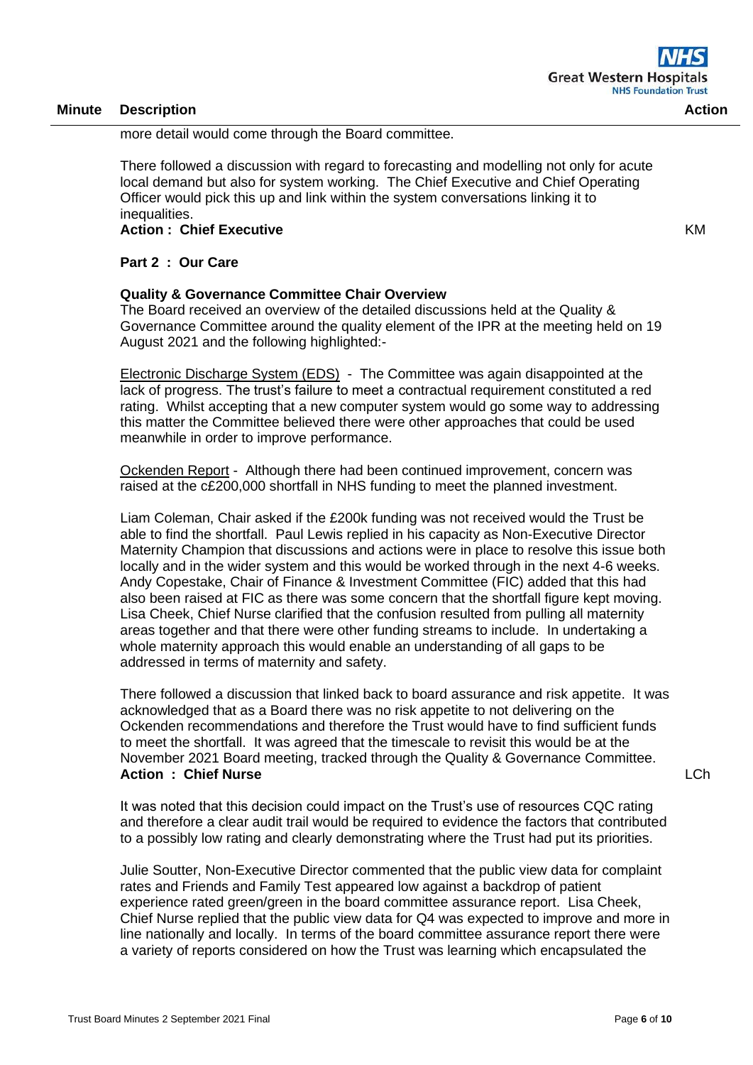| Minute | Description | Action |
|---|---|---|

more detail would come through the Board committee.

There followed a discussion with regard to forecasting and modelling not only for acute local demand but also for system working. The Chief Executive and Chief Operating Officer would pick this up and link within the system conversations linking it to inequalities.

**Action : Chief Executive** — KM

**Part 2 : Our Care**

**Quality & Governance Committee Chair Overview**

The Board received an overview of the detailed discussions held at the Quality & Governance Committee around the quality element of the IPR at the meeting held on 19 August 2021 and the following highlighted:-

Electronic Discharge System (EDS) - The Committee was again disappointed at the lack of progress. The trust's failure to meet a contractual requirement constituted a red rating. Whilst accepting that a new computer system would go some way to addressing this matter the Committee believed there were other approaches that could be used meanwhile in order to improve performance.

Ockenden Report - Although there had been continued improvement, concern was raised at the c£200,000 shortfall in NHS funding to meet the planned investment.

Liam Coleman, Chair asked if the £200k funding was not received would the Trust be able to find the shortfall. Paul Lewis replied in his capacity as Non-Executive Director Maternity Champion that discussions and actions were in place to resolve this issue both locally and in the wider system and this would be worked through in the next 4-6 weeks. Andy Copestake, Chair of Finance & Investment Committee (FIC) added that this had also been raised at FIC as there was some concern that the shortfall figure kept moving. Lisa Cheek, Chief Nurse clarified that the confusion resulted from pulling all maternity areas together and that there were other funding streams to include. In undertaking a whole maternity approach this would enable an understanding of all gaps to be addressed in terms of maternity and safety.

There followed a discussion that linked back to board assurance and risk appetite. It was acknowledged that as a Board there was no risk appetite to not delivering on the Ockenden recommendations and therefore the Trust would have to find sufficient funds to meet the shortfall. It was agreed that the timescale to revisit this would be at the November 2021 Board meeting, tracked through the Quality & Governance Committee.

**Action : Chief Nurse** — LCh

It was noted that this decision could impact on the Trust's use of resources CQC rating and therefore a clear audit trail would be required to evidence the factors that contributed to a possibly low rating and clearly demonstrating where the Trust had put its priorities.

Julie Soutter, Non-Executive Director commented that the public view data for complaint rates and Friends and Family Test appeared low against a backdrop of patient experience rated green/green in the board committee assurance report. Lisa Cheek, Chief Nurse replied that the public view data for Q4 was expected to improve and more in line nationally and locally. In terms of the board committee assurance report there were a variety of reports considered on how the Trust was learning which encapsulated the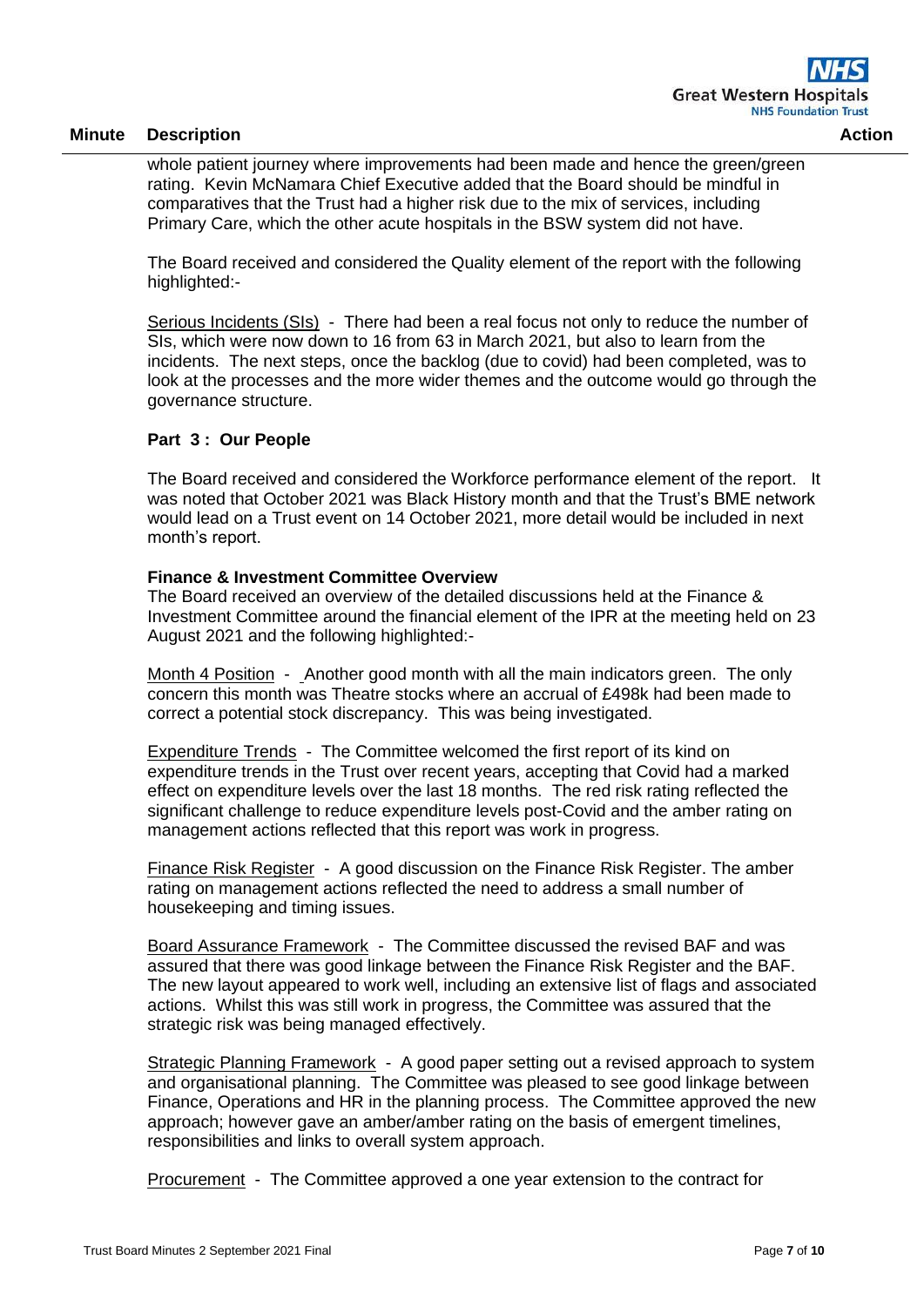| Minute | Description | Action |
|---|---|---|

whole patient journey where improvements had been made and hence the green/green rating. Kevin McNamara Chief Executive added that the Board should be mindful in comparatives that the Trust had a higher risk due to the mix of services, including Primary Care, which the other acute hospitals in the BSW system did not have.

The Board received and considered the Quality element of the report with the following highlighted:-

Serious Incidents (SIs) - There had been a real focus not only to reduce the number of SIs, which were now down to 16 from 63 in March 2021, but also to learn from the incidents. The next steps, once the backlog (due to covid) had been completed, was to look at the processes and the more wider themes and the outcome would go through the governance structure.

**Part 3 : Our People**

The Board received and considered the Workforce performance element of the report. It was noted that October 2021 was Black History month and that the Trust's BME network would lead on a Trust event on 14 October 2021, more detail would be included in next month's report.

**Finance & Investment Committee Overview**

The Board received an overview of the detailed discussions held at the Finance & Investment Committee around the financial element of the IPR at the meeting held on 23 August 2021 and the following highlighted:-

Month 4 Position - Another good month with all the main indicators green. The only concern this month was Theatre stocks where an accrual of £498k had been made to correct a potential stock discrepancy. This was being investigated.

Expenditure Trends - The Committee welcomed the first report of its kind on expenditure trends in the Trust over recent years, accepting that Covid had a marked effect on expenditure levels over the last 18 months. The red risk rating reflected the significant challenge to reduce expenditure levels post-Covid and the amber rating on management actions reflected that this report was work in progress.

Finance Risk Register - A good discussion on the Finance Risk Register. The amber rating on management actions reflected the need to address a small number of housekeeping and timing issues.

Board Assurance Framework - The Committee discussed the revised BAF and was assured that there was good linkage between the Finance Risk Register and the BAF. The new layout appeared to work well, including an extensive list of flags and associated actions. Whilst this was still work in progress, the Committee was assured that the strategic risk was being managed effectively.

Strategic Planning Framework - A good paper setting out a revised approach to system and organisational planning. The Committee was pleased to see good linkage between Finance, Operations and HR in the planning process. The Committee approved the new approach; however gave an amber/amber rating on the basis of emergent timelines, responsibilities and links to overall system approach.

Procurement - The Committee approved a one year extension to the contract for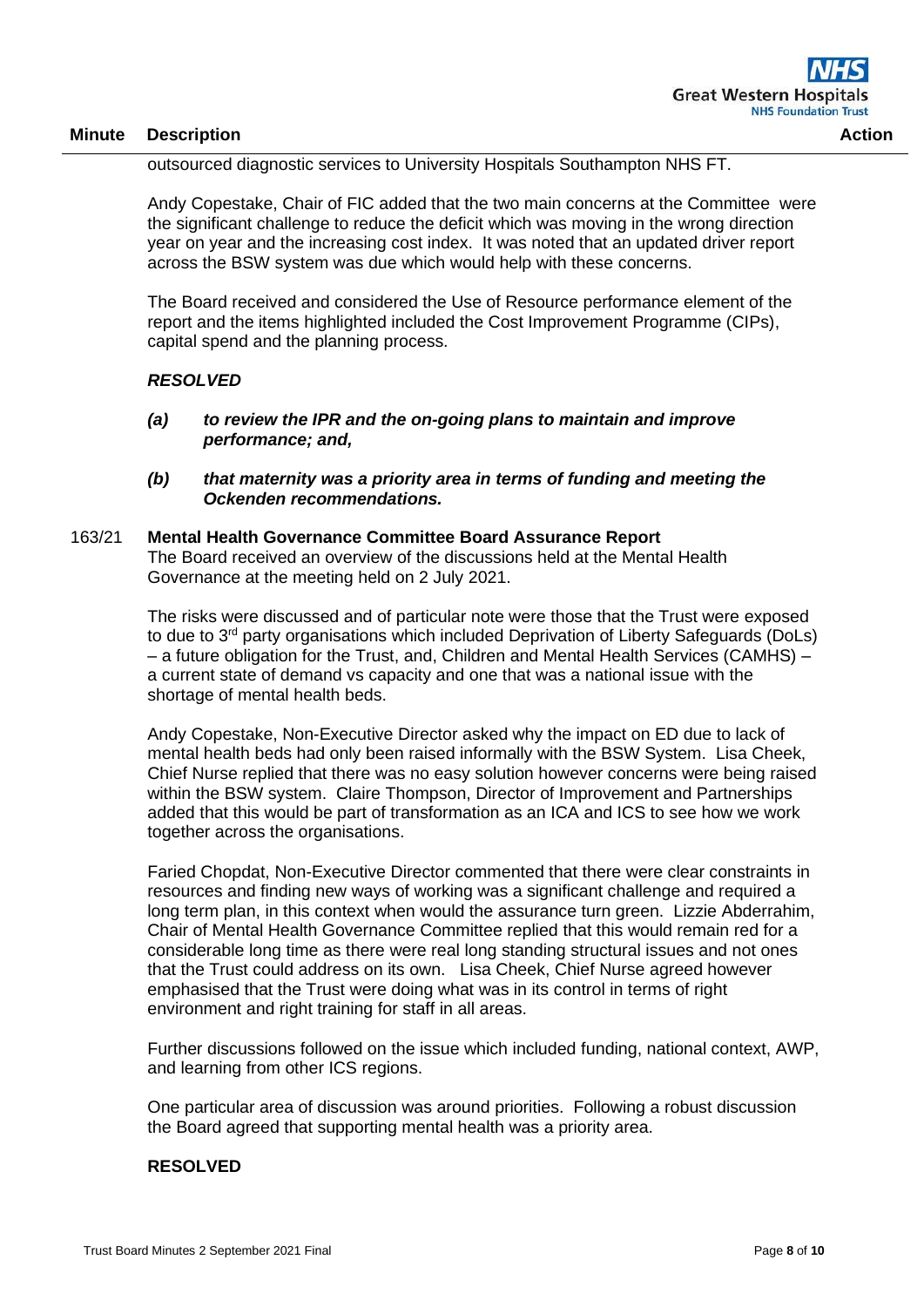| Minute | Description | Action |
|---|---|---|

outsourced diagnostic services to University Hospitals Southampton NHS FT.

Andy Copestake, Chair of FIC added that the two main concerns at the Committee were the significant challenge to reduce the deficit which was moving in the wrong direction year on year and the increasing cost index. It was noted that an updated driver report across the BSW system was due which would help with these concerns.

The Board received and considered the Use of Resource performance element of the report and the items highlighted included the Cost Improvement Programme (CIPs), capital spend and the planning process.

***RESOLVED***

***(a) to review the IPR and the on-going plans to maintain and improve performance; and,***

***(b) that maternity was a priority area in terms of funding and meeting the Ockenden recommendations.***

163/21 **Mental Health Governance Committee Board Assurance Report**

The Board received an overview of the discussions held at the Mental Health Governance at the meeting held on 2 July 2021.

The risks were discussed and of particular note were those that the Trust were exposed to due to 3rd party organisations which included Deprivation of Liberty Safeguards (DoLs) – a future obligation for the Trust, and, Children and Mental Health Services (CAMHS) – a current state of demand vs capacity and one that was a national issue with the shortage of mental health beds.

Andy Copestake, Non-Executive Director asked why the impact on ED due to lack of mental health beds had only been raised informally with the BSW System. Lisa Cheek, Chief Nurse replied that there was no easy solution however concerns were being raised within the BSW system. Claire Thompson, Director of Improvement and Partnerships added that this would be part of transformation as an ICA and ICS to see how we work together across the organisations.

Faried Chopdat, Non-Executive Director commented that there were clear constraints in resources and finding new ways of working was a significant challenge and required a long term plan, in this context when would the assurance turn green. Lizzie Abderrahim, Chair of Mental Health Governance Committee replied that this would remain red for a considerable long time as there were real long standing structural issues and not ones that the Trust could address on its own. Lisa Cheek, Chief Nurse agreed however emphasised that the Trust were doing what was in its control in terms of right environment and right training for staff in all areas.

Further discussions followed on the issue which included funding, national context, AWP, and learning from other ICS regions.

One particular area of discussion was around priorities. Following a robust discussion the Board agreed that supporting mental health was a priority area.

**RESOLVED**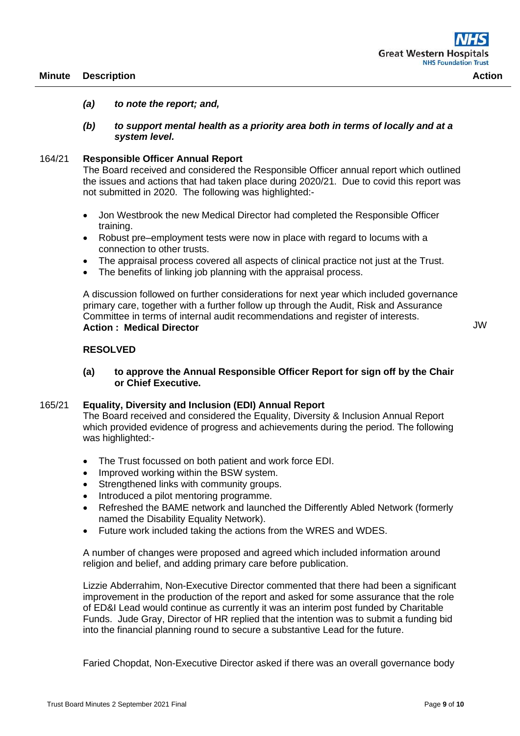| Minute | Description | Action |
|---|---|---|

*(a) to note the report; and,*

*(b) to support mental health as a priority area both in terms of locally and at a system level.*

164/21 **Responsible Officer Annual Report**

The Board received and considered the Responsible Officer annual report which outlined the issues and actions that had taken place during 2020/21. Due to covid this report was not submitted in 2020. The following was highlighted:-

- Jon Westbrook the new Medical Director had completed the Responsible Officer training.
- Robust pre–employment tests were now in place with regard to locums with a connection to other trusts.
- The appraisal process covered all aspects of clinical practice not just at the Trust.
- The benefits of linking job planning with the appraisal process.

A discussion followed on further considerations for next year which included governance primary care, together with a further follow up through the Audit, Risk and Assurance Committee in terms of internal audit recommendations and register of interests.
**Action : Medical Director** — JW

**RESOLVED**

**(a) to approve the Annual Responsible Officer Report for sign off by the Chair or Chief Executive.**

165/21 **Equality, Diversity and Inclusion (EDI) Annual Report**

The Board received and considered the Equality, Diversity & Inclusion Annual Report which provided evidence of progress and achievements during the period. The following was highlighted:-

- The Trust focussed on both patient and work force EDI.
- Improved working within the BSW system.
- Strengthened links with community groups.
- Introduced a pilot mentoring programme.
- Refreshed the BAME network and launched the Differently Abled Network (formerly named the Disability Equality Network).
- Future work included taking the actions from the WRES and WDES.

A number of changes were proposed and agreed which included information around religion and belief, and adding primary care before publication.

Lizzie Abderrahim, Non-Executive Director commented that there had been a significant improvement in the production of the report and asked for some assurance that the role of ED&I Lead would continue as currently it was an interim post funded by Charitable Funds. Jude Gray, Director of HR replied that the intention was to submit a funding bid into the financial planning round to secure a substantive Lead for the future.

Faried Chopdat, Non-Executive Director asked if there was an overall governance body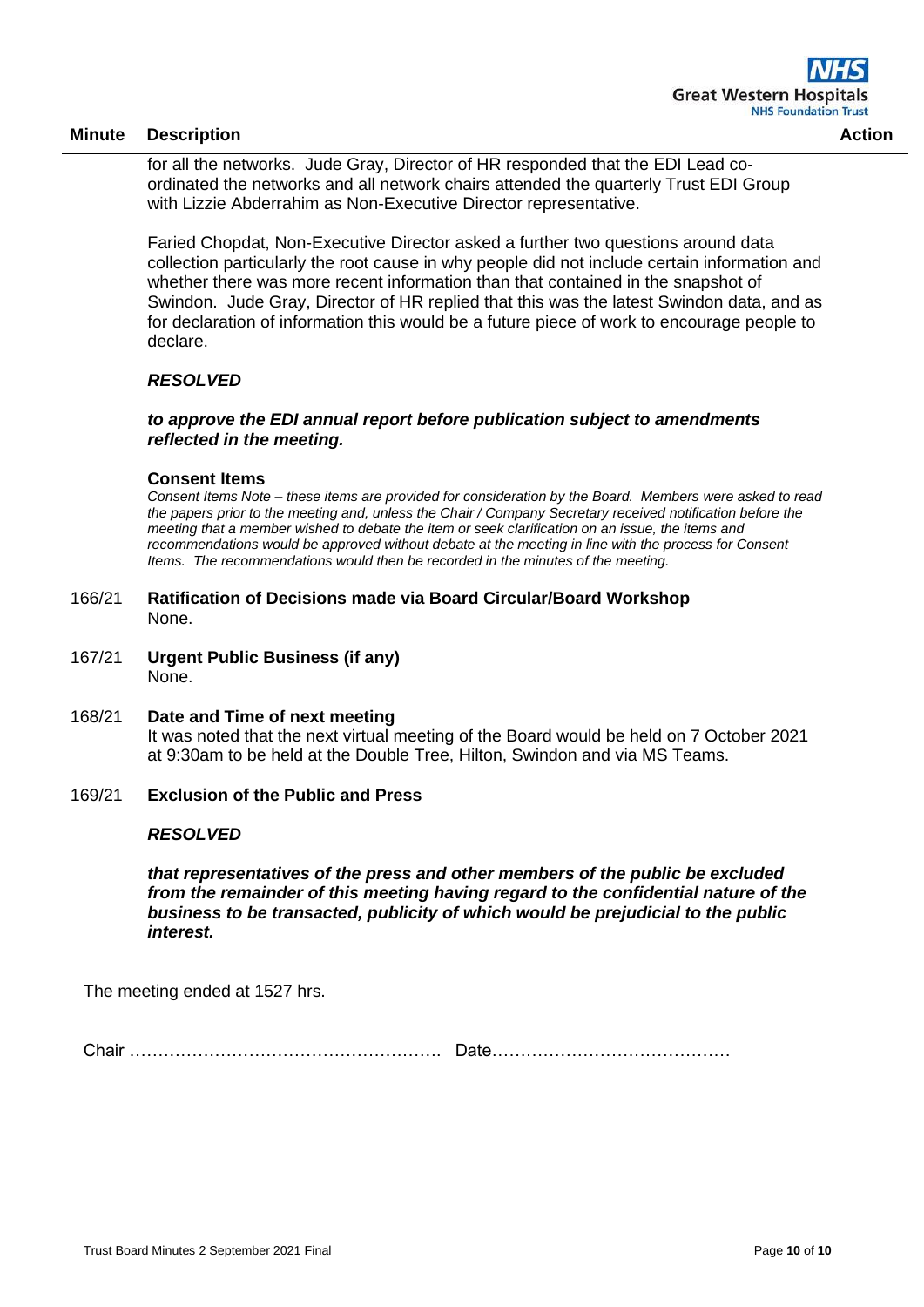| Minute | Description | Action |
|---|---|---|

for all the networks. Jude Gray, Director of HR responded that the EDI Lead co-ordinated the networks and all network chairs attended the quarterly Trust EDI Group with Lizzie Abderrahim as Non-Executive Director representative.

Faried Chopdat, Non-Executive Director asked a further two questions around data collection particularly the root cause in why people did not include certain information and whether there was more recent information than that contained in the snapshot of Swindon. Jude Gray, Director of HR replied that this was the latest Swindon data, and as for declaration of information this would be a future piece of work to encourage people to declare.

***RESOLVED***

***to approve the EDI annual report before publication subject to amendments reflected in the meeting.***

**Consent Items**

*Consent Items Note – these items are provided for consideration by the Board. Members were asked to read the papers prior to the meeting and, unless the Chair / Company Secretary received notification before the meeting that a member wished to debate the item or seek clarification on an issue, the items and recommendations would be approved without debate at the meeting in line with the process for Consent Items. The recommendations would then be recorded in the minutes of the meeting.*

166/21 **Ratification of Decisions made via Board Circular/Board Workshop**
None.

167/21 **Urgent Public Business (if any)**
None.

168/21 **Date and Time of next meeting**
It was noted that the next virtual meeting of the Board would be held on 7 October 2021 at 9:30am to be held at the Double Tree, Hilton, Swindon and via MS Teams.

169/21 **Exclusion of the Public and Press**

***RESOLVED***

***that representatives of the press and other members of the public be excluded from the remainder of this meeting having regard to the confidential nature of the business to be transacted, publicity of which would be prejudicial to the public interest.***

The meeting ended at 1527 hrs.

Chair ………………………………………………. Date……………………………………